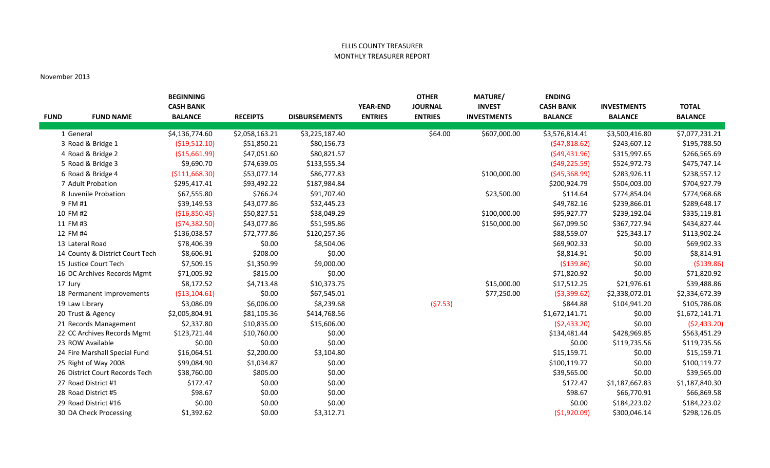ELLIS COUNTY TREASURER
MONTHLY TREASURER REPORT

November 2013

| FUND | FUND NAME | BEGINNING CASH BANK BALANCE | RECEIPTS | DISBURSEMENTS | YEAR-END ENTRIES | OTHER JOURNAL ENTRIES | MATURE/ INVEST INVESTMENTS | ENDING CASH BANK BALANCE | INVESTMENTS BALANCE | TOTAL BALANCE |
|---|---|---|---|---|---|---|---|---|---|---|
| 1 | General | $4,136,774.60 | $2,058,163.21 | $3,225,187.40 | | $64.00 | $607,000.00 | $3,576,814.41 | $3,500,416.80 | $7,077,231.21 |
| 3 | Road & Bridge 1 | ($19,512.10) | $51,850.21 | $80,156.73 | | | | ($47,818.62) | $243,607.12 | $195,788.50 |
| 4 | Road & Bridge 2 | ($15,661.99) | $47,051.60 | $80,821.57 | | | | ($49,431.96) | $315,997.65 | $266,565.69 |
| 5 | Road & Bridge 3 | $9,690.70 | $74,639.05 | $133,555.34 | | | | ($49,225.59) | $524,972.73 | $475,747.14 |
| 6 | Road & Bridge 4 | ($111,668.30) | $53,077.14 | $86,777.83 | | | $100,000.00 | ($45,368.99) | $283,926.11 | $238,557.12 |
| 7 | Adult Probation | $295,417.41 | $93,492.22 | $187,984.84 | | | | $200,924.79 | $504,003.00 | $704,927.79 |
| 8 | Juvenile Probation | $67,555.80 | $766.24 | $91,707.40 | | | $23,500.00 | $114.64 | $774,854.04 | $774,968.68 |
| 9 | FM #1 | $39,149.53 | $43,077.86 | $32,445.23 | | | | $49,782.16 | $239,866.01 | $289,648.17 |
| 10 | FM #2 | ($16,850.45) | $50,827.51 | $38,049.29 | | | $100,000.00 | $95,927.77 | $239,192.04 | $335,119.81 |
| 11 | FM #3 | ($74,382.50) | $43,077.86 | $51,595.86 | | | $150,000.00 | $67,099.50 | $367,727.94 | $434,827.44 |
| 12 | FM #4 | $136,038.57 | $72,777.86 | $120,257.36 | | | | $88,559.07 | $25,343.17 | $113,902.24 |
| 13 | Lateral Road | $78,406.39 | $0.00 | $8,504.06 | | | | $69,902.33 | $0.00 | $69,902.33 |
| 14 | County & District Court Tech | $8,606.91 | $208.00 | $0.00 | | | | $8,814.91 | $0.00 | $8,814.91 |
| 15 | Justice Court Tech | $7,509.15 | $1,350.99 | $9,000.00 | | | | ($139.86) | $0.00 | ($139.86) |
| 16 | DC Archives Records Mgmt | $71,005.92 | $815.00 | $0.00 | | | | $71,820.92 | $0.00 | $71,820.92 |
| 17 | Jury | $8,172.52 | $4,713.48 | $10,373.75 | | | $15,000.00 | $17,512.25 | $21,976.61 | $39,488.86 |
| 18 | Permanent Improvements | ($13,104.61) | $0.00 | $67,545.01 | | | $77,250.00 | ($3,399.62) | $2,338,072.01 | $2,334,672.39 |
| 19 | Law Library | $3,086.09 | $6,006.00 | $8,239.68 | | ($7.53) | | $844.88 | $104,941.20 | $105,786.08 |
| 20 | Trust & Agency | $2,005,804.91 | $81,105.36 | $414,768.56 | | | | $1,672,141.71 | $0.00 | $1,672,141.71 |
| 21 | Records Management | $2,337.80 | $10,835.00 | $15,606.00 | | | | ($2,433.20) | $0.00 | ($2,433.20) |
| 22 | CC Archives Records Mgmt | $123,721.44 | $10,760.00 | $0.00 | | | | $134,481.44 | $428,969.85 | $563,451.29 |
| 23 | ROW Available | $0.00 | $0.00 | $0.00 | | | | $0.00 | $119,735.56 | $119,735.56 |
| 24 | Fire Marshall Special Fund | $16,064.51 | $2,200.00 | $3,104.80 | | | | $15,159.71 | $0.00 | $15,159.71 |
| 25 | Right of Way 2008 | $99,084.90 | $1,034.87 | $0.00 | | | | $100,119.77 | $0.00 | $100,119.77 |
| 26 | District Court Records Tech | $38,760.00 | $805.00 | $0.00 | | | | $39,565.00 | $0.00 | $39,565.00 |
| 27 | Road District #1 | $172.47 | $0.00 | $0.00 | | | | $172.47 | $1,187,667.83 | $1,187,840.30 |
| 28 | Road District #5 | $98.67 | $0.00 | $0.00 | | | | $98.67 | $66,770.91 | $66,869.58 |
| 29 | Road District #16 | $0.00 | $0.00 | $0.00 | | | | $0.00 | $184,223.02 | $184,223.02 |
| 30 | DA Check Processing | $1,392.62 | $0.00 | $3,312.71 | | | | ($1,920.09) | $300,046.14 | $298,126.05 |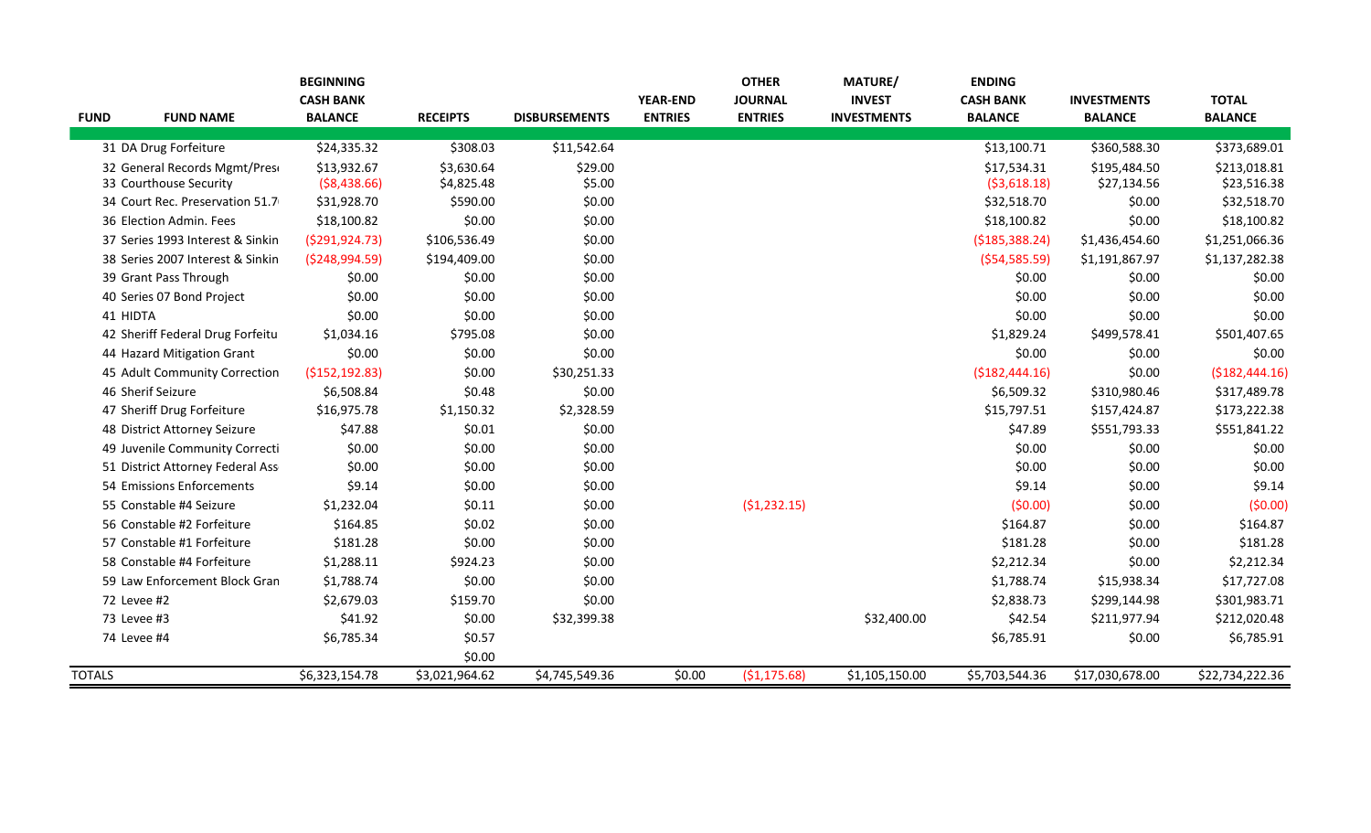| FUND | FUND NAME | BEGINNING CASH BANK BALANCE | RECEIPTS | DISBURSEMENTS | YEAR-END ENTRIES | OTHER JOURNAL ENTRIES | MATURE/ INVEST INVESTMENTS | ENDING CASH BANK BALANCE | INVESTMENTS BALANCE | TOTAL BALANCE |
|---|---|---|---|---|---|---|---|---|---|---|
| 31 | DA Drug Forfeiture | $24,335.32 | $308.03 | $11,542.64 | | | | $13,100.71 | $360,588.30 | $373,689.01 |
| 32 | General Records Mgmt/Pres | $13,932.67 | $3,630.64 | $29.00 | | | | $17,534.31 | $195,484.50 | $213,018.81 |
| 33 | Courthouse Security | ($8,438.66) | $4,825.48 | $5.00 | | | | ($3,618.18) | $27,134.56 | $23,516.38 |
| 34 | Court Rec. Preservation 51.7 | $31,928.70 | $590.00 | $0.00 | | | | $32,518.70 | $0.00 | $32,518.70 |
| 36 | Election Admin. Fees | $18,100.82 | $0.00 | $0.00 | | | | $18,100.82 | $0.00 | $18,100.82 |
| 37 | Series 1993 Interest & Sinkin | ($291,924.73) | $106,536.49 | $0.00 | | | | ($185,388.24) | $1,436,454.60 | $1,251,066.36 |
| 38 | Series 2007 Interest & Sinkin | ($248,994.59) | $194,409.00 | $0.00 | | | | ($54,585.59) | $1,191,867.97 | $1,137,282.38 |
| 39 | Grant Pass Through | $0.00 | $0.00 | $0.00 | | | | $0.00 | $0.00 | $0.00 |
| 40 | Series 07 Bond Project | $0.00 | $0.00 | $0.00 | | | | $0.00 | $0.00 | $0.00 |
| 41 | HIDTA | $0.00 | $0.00 | $0.00 | | | | $0.00 | $0.00 | $0.00 |
| 42 | Sheriff Federal Drug Forfeitu | $1,034.16 | $795.08 | $0.00 | | | | $1,829.24 | $499,578.41 | $501,407.65 |
| 44 | Hazard Mitigation Grant | $0.00 | $0.00 | $0.00 | | | | $0.00 | $0.00 | $0.00 |
| 45 | Adult Community Correction | ($152,192.83) | $0.00 | $30,251.33 | | | | ($182,444.16) | $0.00 | ($182,444.16) |
| 46 | Sherif Seizure | $6,508.84 | $0.48 | $0.00 | | | | $6,509.32 | $310,980.46 | $317,489.78 |
| 47 | Sheriff Drug Forfeiture | $16,975.78 | $1,150.32 | $2,328.59 | | | | $15,797.51 | $157,424.87 | $173,222.38 |
| 48 | District Attorney Seizure | $47.88 | $0.01 | $0.00 | | | | $47.89 | $551,793.33 | $551,841.22 |
| 49 | Juvenile Community Correcti | $0.00 | $0.00 | $0.00 | | | | $0.00 | $0.00 | $0.00 |
| 51 | District Attorney Federal Ass | $0.00 | $0.00 | $0.00 | | | | $0.00 | $0.00 | $0.00 |
| 54 | Emissions Enforcements | $9.14 | $0.00 | $0.00 | | | | $9.14 | $0.00 | $9.14 |
| 55 | Constable #4 Seizure | $1,232.04 | $0.11 | $0.00 | | ($1,232.15) | | ($0.00) | $0.00 | ($0.00) |
| 56 | Constable #2 Forfeiture | $164.85 | $0.02 | $0.00 | | | | $164.87 | $0.00 | $164.87 |
| 57 | Constable #1 Forfeiture | $181.28 | $0.00 | $0.00 | | | | $181.28 | $0.00 | $181.28 |
| 58 | Constable #4 Forfeiture | $1,288.11 | $924.23 | $0.00 | | | | $2,212.34 | $0.00 | $2,212.34 |
| 59 | Law Enforcement Block Gran | $1,788.74 | $0.00 | $0.00 | | | | $1,788.74 | $15,938.34 | $17,727.08 |
| 72 | Levee #2 | $2,679.03 | $159.70 | $0.00 | | | | $2,838.73 | $299,144.98 | $301,983.71 |
| 73 | Levee #3 | $41.92 | $0.00 | $32,399.38 | | | $32,400.00 | $42.54 | $211,977.94 | $212,020.48 |
| 74 | Levee #4 | $6,785.34 | $0.57 | | | | | $6,785.91 | $0.00 | $6,785.91 |
| | | | $0.00 | | | | | | | |
| TOTALS | | $6,323,154.78 | $3,021,964.62 | $4,745,549.36 | $0.00 | ($1,175.68) | $1,105,150.00 | $5,703,544.36 | $17,030,678.00 | $22,734,222.36 |